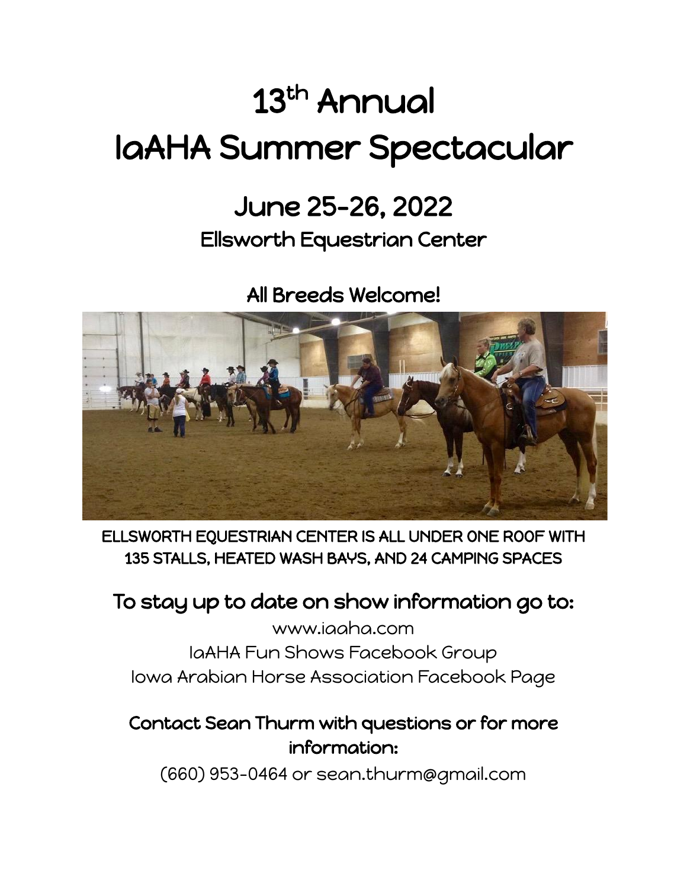# 13th Annual IaAHA Summer Spectacular

## June 25-26, 2022

### Ellsworth Equestrian Center

### All Breeds Welcome!

ELLSWORTH EQUESTRIAN CENTER IS ALL UNDER ONE ROOF WITH 135 STALLS, HEATED WASH BAYS, AND 24 CAMPING SPACES

### To stay up to date on show information go to:

www.iaaha.com

IaAHA Fun Shows Facebook Group

Iowa Arabian Horse Association Facebook Page

### Contact Sean Thurm with questions or for more information:

(660) 953-0464 or sean.thurm@gmail.com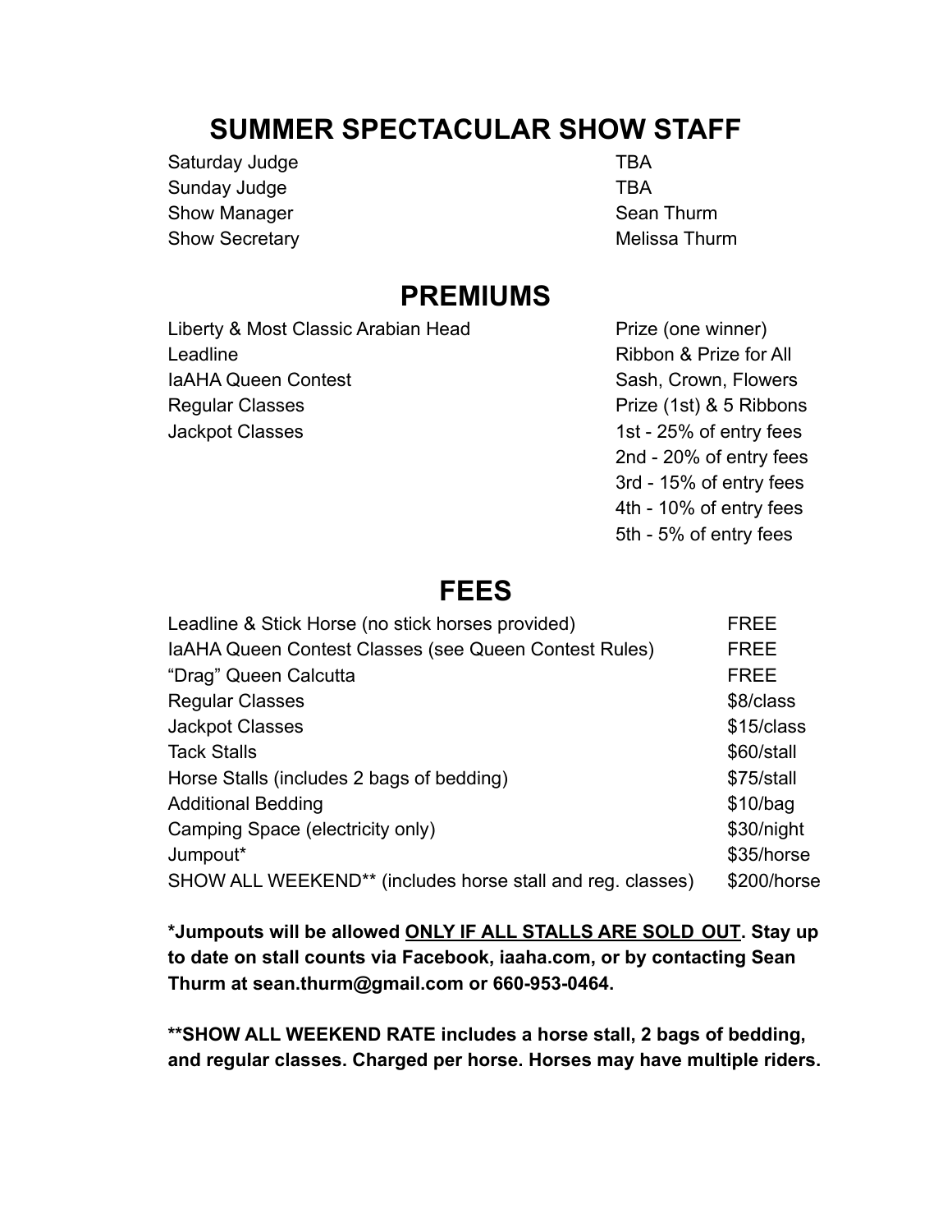## SUMMER SPECTACULAR SHOW STAFF

| | |
|---|---|
| Saturday Judge | TBA |
| Sunday Judge | TBA |
| Show Manager | Sean Thurm |
| Show Secretary | Melissa Thurm |

## PREMIUMS

| | |
|---|---|
| Liberty & Most Classic Arabian Head | Prize (one winner) |
| Leadline | Ribbon & Prize for All |
| IaAHA Queen Contest | Sash, Crown, Flowers |
| Regular Classes | Prize (1st) & 5 Ribbons |
| Jackpot Classes | 1st - 25% of entry fees |
| | 2nd - 20% of entry fees |
| | 3rd - 15% of entry fees |
| | 4th - 10% of entry fees |
| | 5th - 5% of entry fees |

## FEES

| | |
|---|---|
| Leadline & Stick Horse (no stick horses provided) | FREE |
| IaAHA Queen Contest Classes (see Queen Contest Rules) | FREE |
| "Drag" Queen Calcutta | FREE |
| Regular Classes | $8/class |
| Jackpot Classes | $15/class |
| Tack Stalls | $60/stall |
| Horse Stalls (includes 2 bags of bedding) | $75/stall |
| Additional Bedding | $10/bag |
| Camping Space (electricity only) | $30/night |
| Jumpout* | $35/horse |
| SHOW ALL WEEKEND** (includes horse stall and reg. classes) | $200/horse |

**\*Jumpouts will be allowed <u>ONLY IF ALL STALLS ARE SOLD OUT</u>. Stay up to date on stall counts via Facebook, iaaha.com, or by contacting Sean Thurm at sean.thurm@gmail.com or 660-953-0464.**

**\*\*SHOW ALL WEEKEND RATE includes a horse stall, 2 bags of bedding, and regular classes. Charged per horse. Horses may have multiple riders.**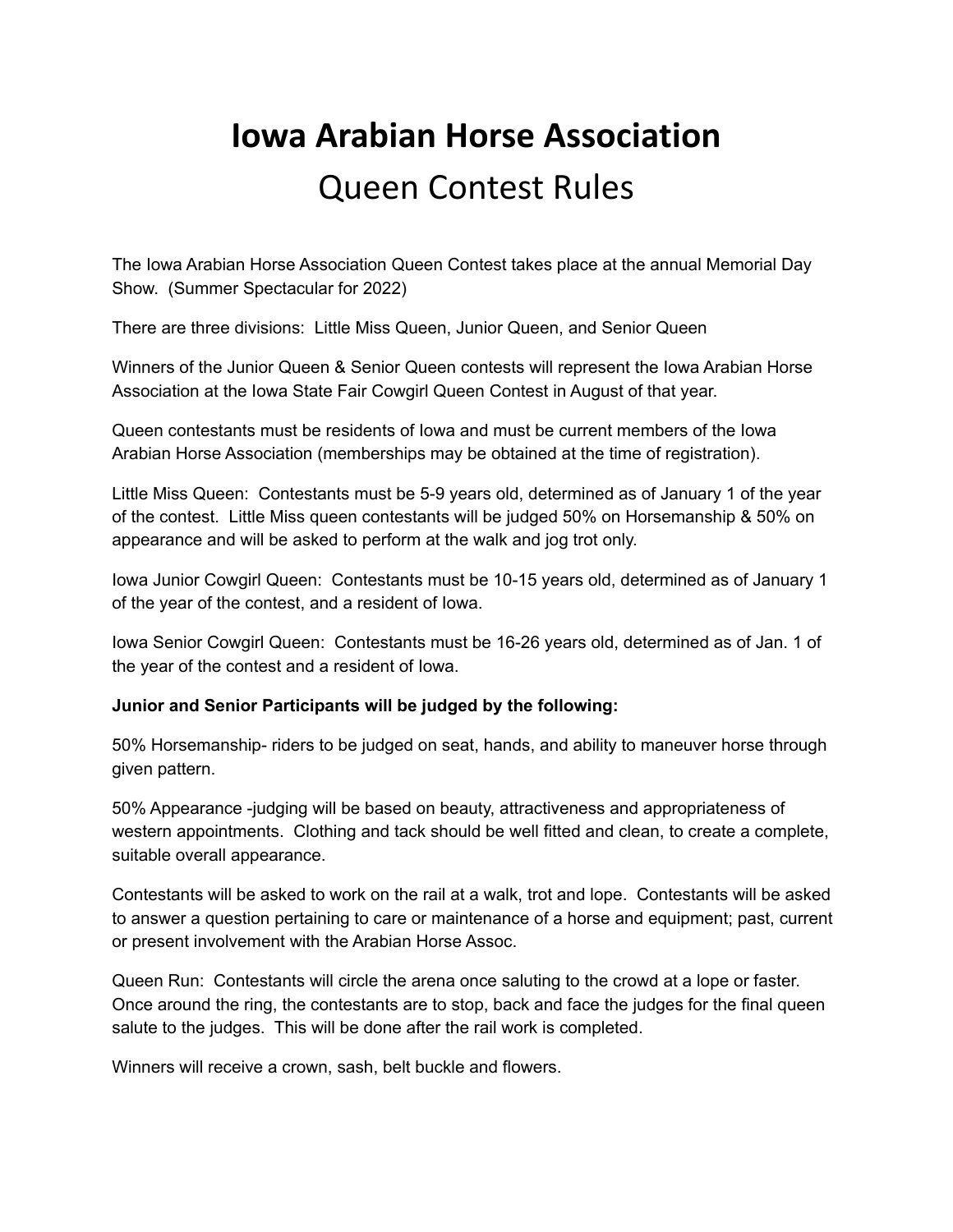# Iowa Arabian Horse Association

## Queen Contest Rules

The Iowa Arabian Horse Association Queen Contest takes place at the annual Memorial Day Show. (Summer Spectacular for 2022)

There are three divisions: Little Miss Queen, Junior Queen, and Senior Queen

Winners of the Junior Queen & Senior Queen contests will represent the Iowa Arabian Horse Association at the Iowa State Fair Cowgirl Queen Contest in August of that year.

Queen contestants must be residents of Iowa and must be current members of the Iowa Arabian Horse Association (memberships may be obtained at the time of registration).

Little Miss Queen: Contestants must be 5-9 years old, determined as of January 1 of the year of the contest. Little Miss queen contestants will be judged 50% on Horsemanship & 50% on appearance and will be asked to perform at the walk and jog trot only.

Iowa Junior Cowgirl Queen: Contestants must be 10-15 years old, determined as of January 1 of the year of the contest, and a resident of Iowa.

Iowa Senior Cowgirl Queen: Contestants must be 16-26 years old, determined as of Jan. 1 of the year of the contest and a resident of Iowa.

**Junior and Senior Participants will be judged by the following:**

50% Horsemanship- riders to be judged on seat, hands, and ability to maneuver horse through given pattern.

50% Appearance -judging will be based on beauty, attractiveness and appropriateness of western appointments. Clothing and tack should be well fitted and clean, to create a complete, suitable overall appearance.

Contestants will be asked to work on the rail at a walk, trot and lope. Contestants will be asked to answer a question pertaining to care or maintenance of a horse and equipment; past, current or present involvement with the Arabian Horse Assoc.

Queen Run: Contestants will circle the arena once saluting to the crowd at a lope or faster. Once around the ring, the contestants are to stop, back and face the judges for the final queen salute to the judges. This will be done after the rail work is completed.

Winners will receive a crown, sash, belt buckle and flowers.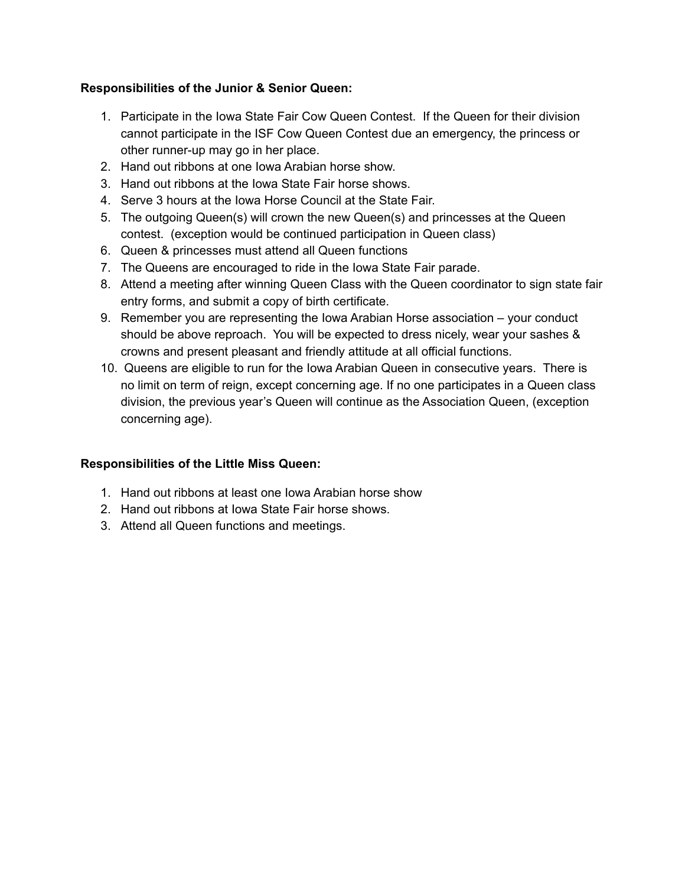**Responsibilities of the Junior & Senior Queen:**

1. Participate in the Iowa State Fair Cow Queen Contest. If the Queen for their division cannot participate in the ISF Cow Queen Contest due an emergency, the princess or other runner-up may go in her place.
2. Hand out ribbons at one Iowa Arabian horse show.
3. Hand out ribbons at the Iowa State Fair horse shows.
4. Serve 3 hours at the Iowa Horse Council at the State Fair.
5. The outgoing Queen(s) will crown the new Queen(s) and princesses at the Queen contest. (exception would be continued participation in Queen class)
6. Queen & princesses must attend all Queen functions
7. The Queens are encouraged to ride in the Iowa State Fair parade.
8. Attend a meeting after winning Queen Class with the Queen coordinator to sign state fair entry forms, and submit a copy of birth certificate.
9. Remember you are representing the Iowa Arabian Horse association – your conduct should be above reproach. You will be expected to dress nicely, wear your sashes & crowns and present pleasant and friendly attitude at all official functions.
10. Queens are eligible to run for the Iowa Arabian Queen in consecutive years. There is no limit on term of reign, except concerning age. If no one participates in a Queen class division, the previous year's Queen will continue as the Association Queen, (exception concerning age).

**Responsibilities of the Little Miss Queen:**

1. Hand out ribbons at least one Iowa Arabian horse show
2. Hand out ribbons at Iowa State Fair horse shows.
3. Attend all Queen functions and meetings.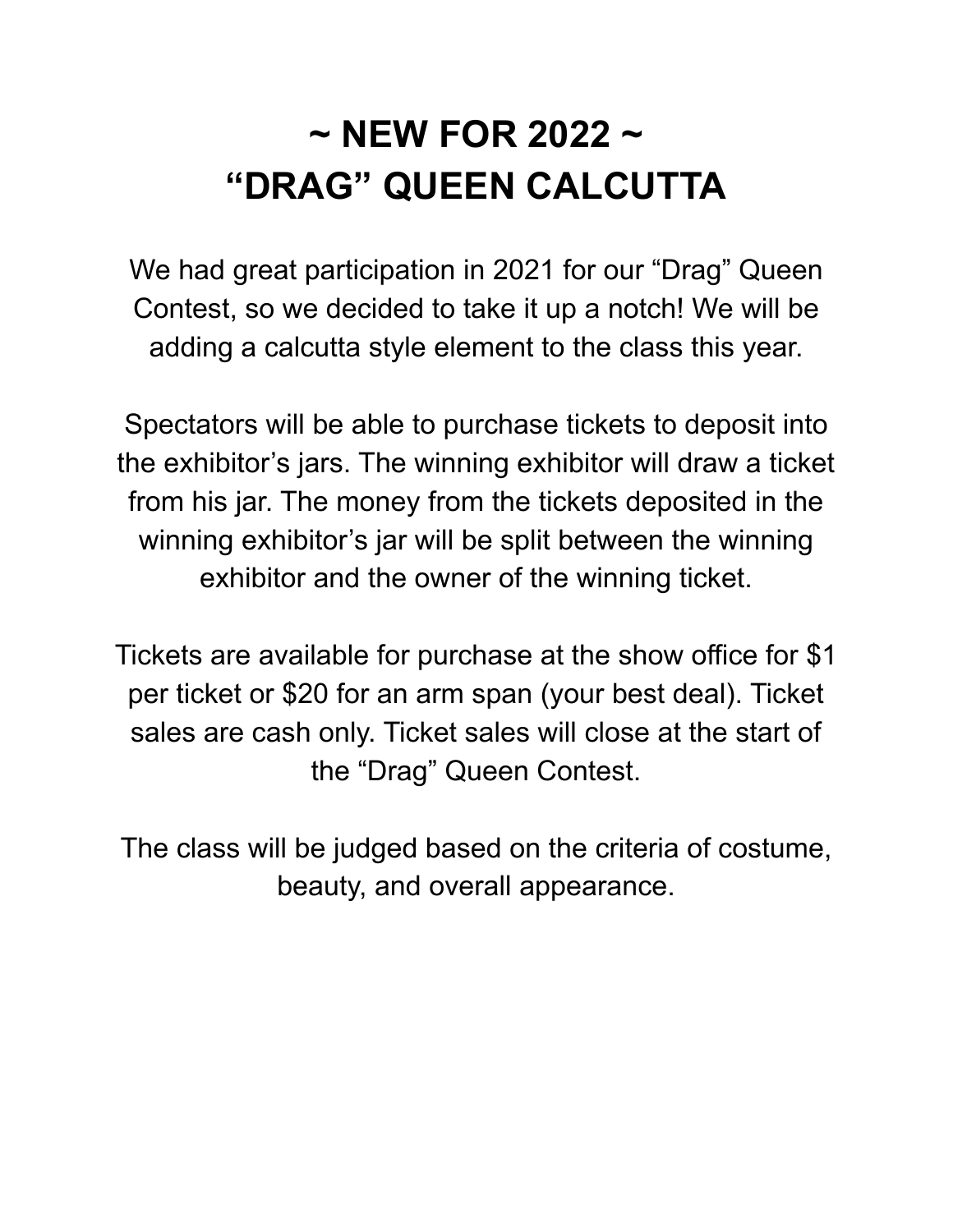# ~ NEW FOR 2022 ~
# "DRAG" QUEEN CALCUTTA

We had great participation in 2021 for our "Drag" Queen Contest, so we decided to take it up a notch! We will be adding a calcutta style element to the class this year.

Spectators will be able to purchase tickets to deposit into the exhibitor's jars. The winning exhibitor will draw a ticket from his jar. The money from the tickets deposited in the winning exhibitor's jar will be split between the winning exhibitor and the owner of the winning ticket.

Tickets are available for purchase at the show office for $1 per ticket or $20 for an arm span (your best deal). Ticket sales are cash only. Ticket sales will close at the start of the "Drag" Queen Contest.

The class will be judged based on the criteria of costume, beauty, and overall appearance.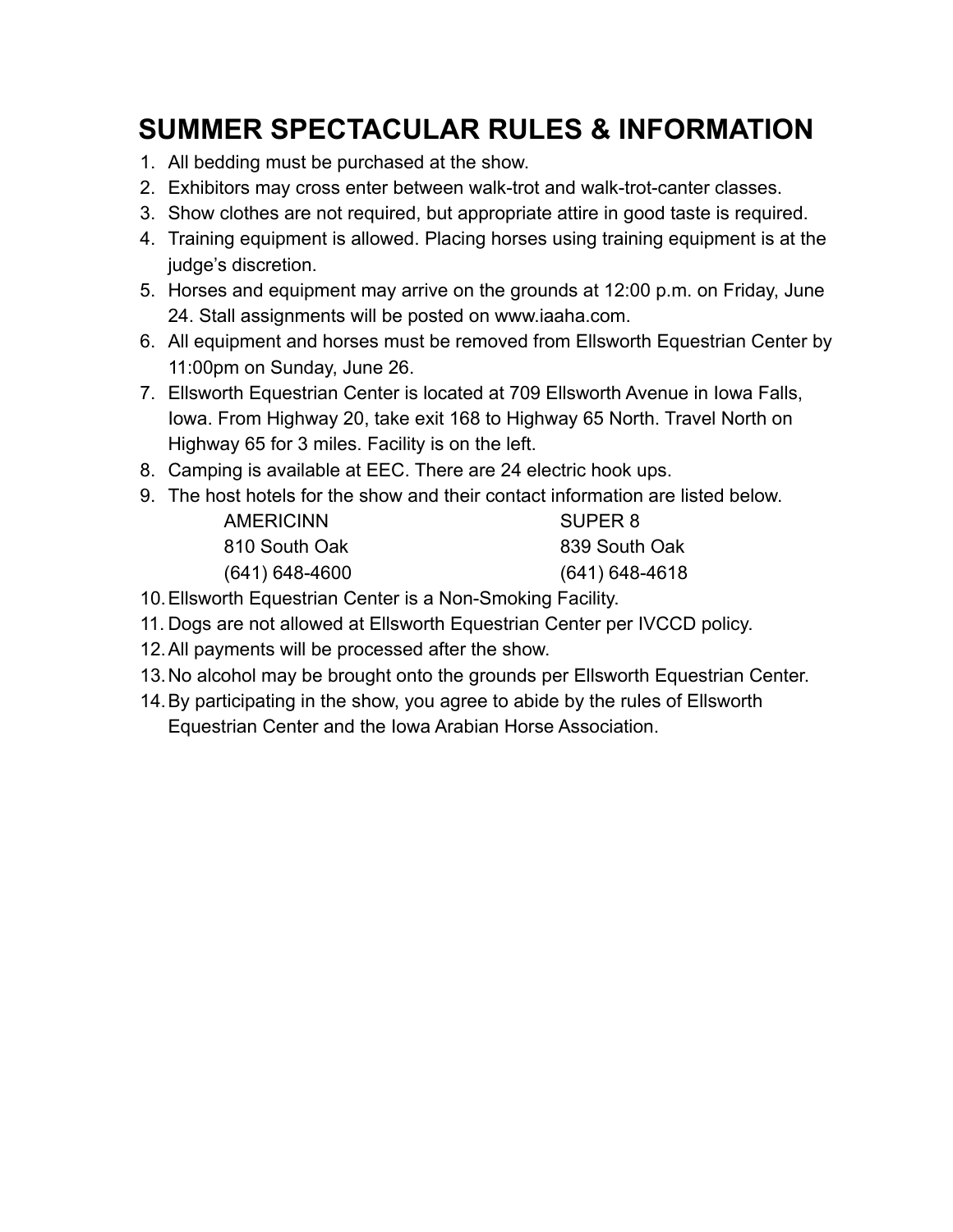# SUMMER SPECTACULAR RULES & INFORMATION

1. All bedding must be purchased at the show.
2. Exhibitors may cross enter between walk-trot and walk-trot-canter classes.
3. Show clothes are not required, but appropriate attire in good taste is required.
4. Training equipment is allowed. Placing horses using training equipment is at the judge's discretion.
5. Horses and equipment may arrive on the grounds at 12:00 p.m. on Friday, June 24. Stall assignments will be posted on www.iaaha.com.
6. All equipment and horses must be removed from Ellsworth Equestrian Center by 11:00pm on Sunday, June 26.
7. Ellsworth Equestrian Center is located at 709 Ellsworth Avenue in Iowa Falls, Iowa. From Highway 20, take exit 168 to Highway 65 North. Travel North on Highway 65 for 3 miles. Facility is on the left.
8. Camping is available at EEC. There are 24 electric hook ups.
9. The host hotels for the show and their contact information are listed below.

   | AMERICINN | SUPER 8 |
   |---|---|
   | 810 South Oak | 839 South Oak |
   | (641) 648-4600 | (641) 648-4618 |

10. Ellsworth Equestrian Center is a Non-Smoking Facility.
11. Dogs are not allowed at Ellsworth Equestrian Center per IVCCD policy.
12. All payments will be processed after the show.
13. No alcohol may be brought onto the grounds per Ellsworth Equestrian Center.
14. By participating in the show, you agree to abide by the rules of Ellsworth Equestrian Center and the Iowa Arabian Horse Association.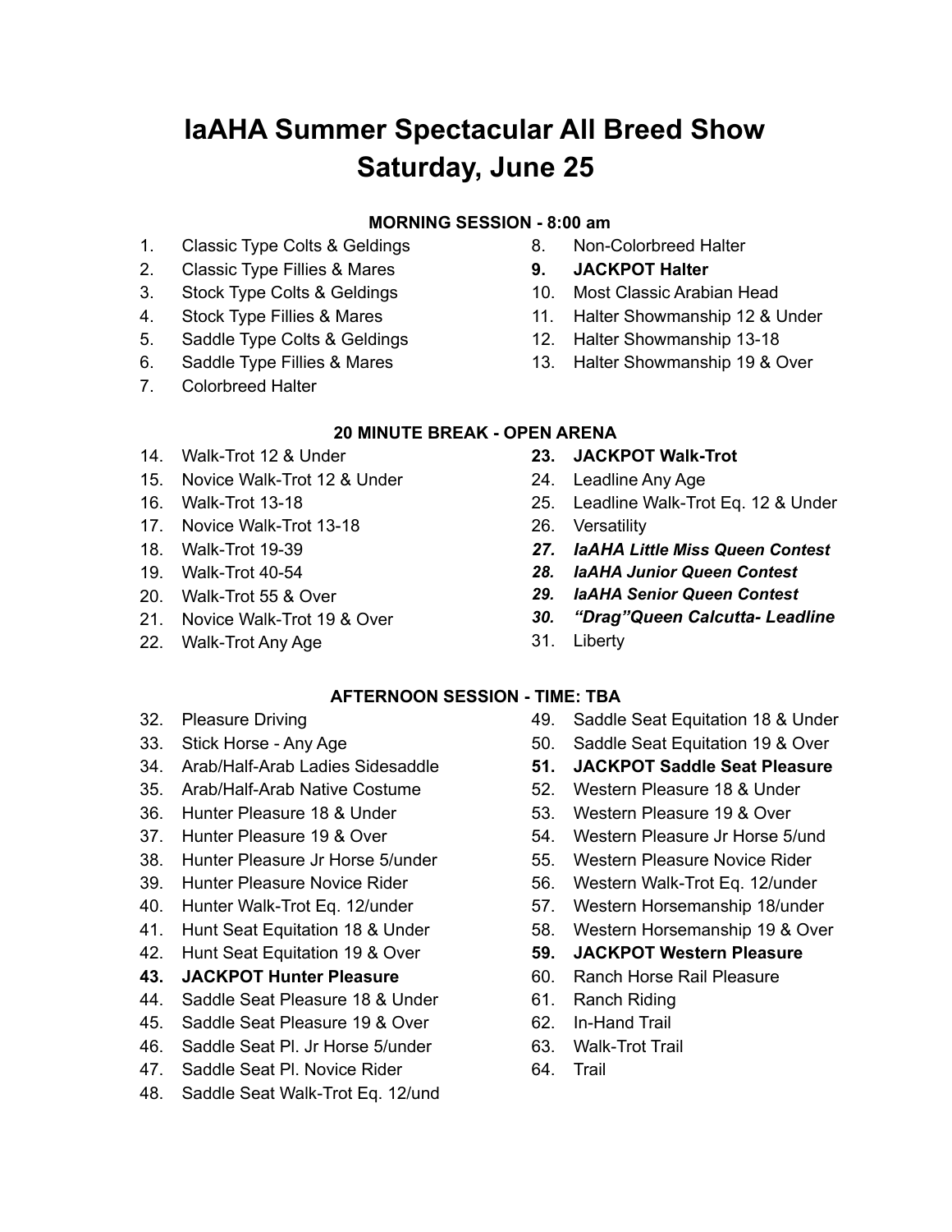# IaAHA Summer Spectacular All Breed Show
# Saturday, June 25

### MORNING SESSION - 8:00 am

1. Classic Type Colts & Geldings
2. Classic Type Fillies & Mares
3. Stock Type Colts & Geldings
4. Stock Type Fillies & Mares
5. Saddle Type Colts & Geldings
6. Saddle Type Fillies & Mares
7. Colorbreed Halter
8. Non-Colorbreed Halter
9. **JACKPOT Halter**
10. Most Classic Arabian Head
11. Halter Showmanship 12 & Under
12. Halter Showmanship 13-18
13. Halter Showmanship 19 & Over

### 20 MINUTE BREAK - OPEN ARENA

14. Walk-Trot 12 & Under
15. Novice Walk-Trot 12 & Under
16. Walk-Trot 13-18
17. Novice Walk-Trot 13-18
18. Walk-Trot 19-39
19. Walk-Trot 40-54
20. Walk-Trot 55 & Over
21. Novice Walk-Trot 19 & Over
22. Walk-Trot Any Age
23. **JACKPOT Walk-Trot**
24. Leadline Any Age
25. Leadline Walk-Trot Eq. 12 & Under
26. Versatility
27. ***IaAHA Little Miss Queen Contest***
28. ***IaAHA Junior Queen Contest***
29. ***IaAHA Senior Queen Contest***
30. ***"Drag"Queen Calcutta- Leadline***
31. Liberty

### AFTERNOON SESSION - TIME: TBA

32. Pleasure Driving
33. Stick Horse - Any Age
34. Arab/Half-Arab Ladies Sidesaddle
35. Arab/Half-Arab Native Costume
36. Hunter Pleasure 18 & Under
37. Hunter Pleasure 19 & Over
38. Hunter Pleasure Jr Horse 5/under
39. Hunter Pleasure Novice Rider
40. Hunter Walk-Trot Eq. 12/under
41. Hunt Seat Equitation 18 & Under
42. Hunt Seat Equitation 19 & Over
43. **JACKPOT Hunter Pleasure**
44. Saddle Seat Pleasure 18 & Under
45. Saddle Seat Pleasure 19 & Over
46. Saddle Seat Pl. Jr Horse 5/under
47. Saddle Seat Pl. Novice Rider
48. Saddle Seat Walk-Trot Eq. 12/und
49. Saddle Seat Equitation 18 & Under
50. Saddle Seat Equitation 19 & Over
51. **JACKPOT Saddle Seat Pleasure**
52. Western Pleasure 18 & Under
53. Western Pleasure 19 & Over
54. Western Pleasure Jr Horse 5/und
55. Western Pleasure Novice Rider
56. Western Walk-Trot Eq. 12/under
57. Western Horsemanship 18/under
58. Western Horsemanship 19 & Over
59. **JACKPOT Western Pleasure**
60. Ranch Horse Rail Pleasure
61. Ranch Riding
62. In-Hand Trail
63. Walk-Trot Trail
64. Trail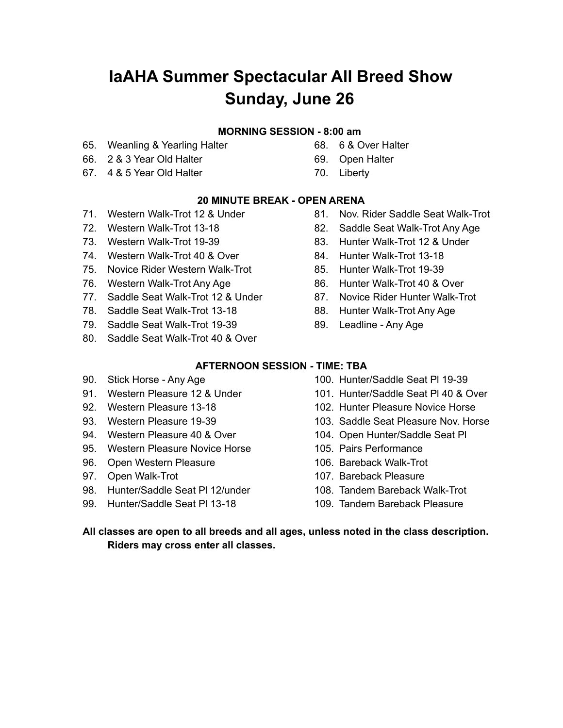# IaAHA Summer Spectacular All Breed Show
# Sunday, June 26

### MORNING SESSION - 8:00 am

65. Weanling & Yearling Halter
66. 2 & 3 Year Old Halter
67. 4 & 5 Year Old Halter
68. 6 & Over Halter
69. Open Halter
70. Liberty

### 20 MINUTE BREAK - OPEN ARENA

71. Western Walk-Trot 12 & Under
72. Western Walk-Trot 13-18
73. Western Walk-Trot 19-39
74. Western Walk-Trot 40 & Over
75. Novice Rider Western Walk-Trot
76. Western Walk-Trot Any Age
77. Saddle Seat Walk-Trot 12 & Under
78. Saddle Seat Walk-Trot 13-18
79. Saddle Seat Walk-Trot 19-39
80. Saddle Seat Walk-Trot 40 & Over
81. Nov. Rider Saddle Seat Walk-Trot
82. Saddle Seat Walk-Trot Any Age
83. Hunter Walk-Trot 12 & Under
84. Hunter Walk-Trot 13-18
85. Hunter Walk-Trot 19-39
86. Hunter Walk-Trot 40 & Over
87. Novice Rider Hunter Walk-Trot
88. Hunter Walk-Trot Any Age
89. Leadline - Any Age

### AFTERNOON SESSION - TIME: TBA

90. Stick Horse - Any Age
91. Western Pleasure 12 & Under
92. Western Pleasure 13-18
93. Western Pleasure 19-39
94. Western Pleasure 40 & Over
95. Western Pleasure Novice Horse
96. Open Western Pleasure
97. Open Walk-Trot
98. Hunter/Saddle Seat Pl 12/under
99. Hunter/Saddle Seat Pl 13-18
100. Hunter/Saddle Seat Pl 19-39
101. Hunter/Saddle Seat Pl 40 & Over
102. Hunter Pleasure Novice Horse
103. Saddle Seat Pleasure Nov. Horse
104. Open Hunter/Saddle Seat Pl
105. Pairs Performance
106. Bareback Walk-Trot
107. Bareback Pleasure
108. Tandem Bareback Walk-Trot
109. Tandem Bareback Pleasure

**All classes are open to all breeds and all ages, unless noted in the class description. Riders may cross enter all classes.**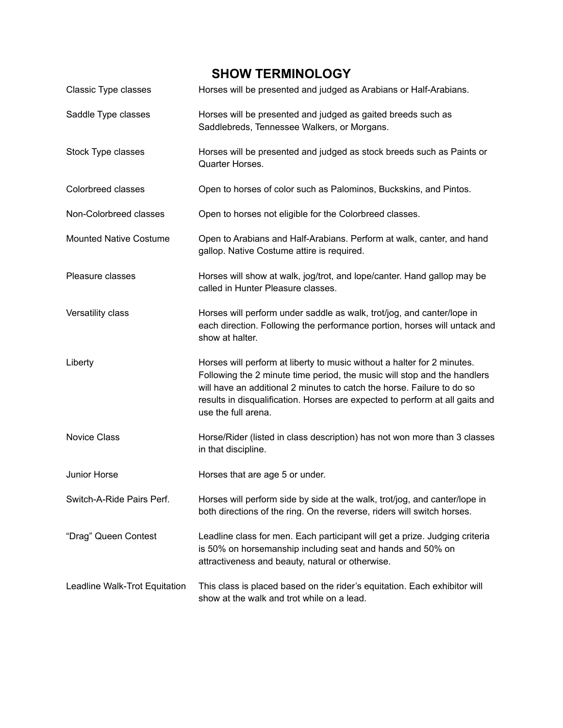# SHOW TERMINOLOGY

| | |
|---|---|
| Classic Type classes | Horses will be presented and judged as Arabians or Half-Arabians. |
| Saddle Type classes | Horses will be presented and judged as gaited breeds such as Saddlebreds, Tennessee Walkers, or Morgans. |
| Stock Type classes | Horses will be presented and judged as stock breeds such as Paints or Quarter Horses. |
| Colorbreed classes | Open to horses of color such as Palominos, Buckskins, and Pintos. |
| Non-Colorbreed classes | Open to horses not eligible for the Colorbreed classes. |
| Mounted Native Costume | Open to Arabians and Half-Arabians. Perform at walk, canter, and hand gallop. Native Costume attire is required. |
| Pleasure classes | Horses will show at walk, jog/trot, and lope/canter. Hand gallop may be called in Hunter Pleasure classes. |
| Versatility class | Horses will perform under saddle as walk, trot/jog, and canter/lope in each direction. Following the performance portion, horses will untack and show at halter. |
| Liberty | Horses will perform at liberty to music without a halter for 2 minutes. Following the 2 minute time period, the music will stop and the handlers will have an additional 2 minutes to catch the horse. Failure to do so results in disqualification. Horses are expected to perform at all gaits and use the full arena. |
| Novice Class | Horse/Rider (listed in class description) has not won more than 3 classes in that discipline. |
| Junior Horse | Horses that are age 5 or under. |
| Switch-A-Ride Pairs Perf. | Horses will perform side by side at the walk, trot/jog, and canter/lope in both directions of the ring. On the reverse, riders will switch horses. |
| "Drag" Queen Contest | Leadline class for men. Each participant will get a prize. Judging criteria is 50% on horsemanship including seat and hands and 50% on attractiveness and beauty, natural or otherwise. |
| Leadline Walk-Trot Equitation | This class is placed based on the rider's equitation. Each exhibitor will show at the walk and trot while on a lead. |